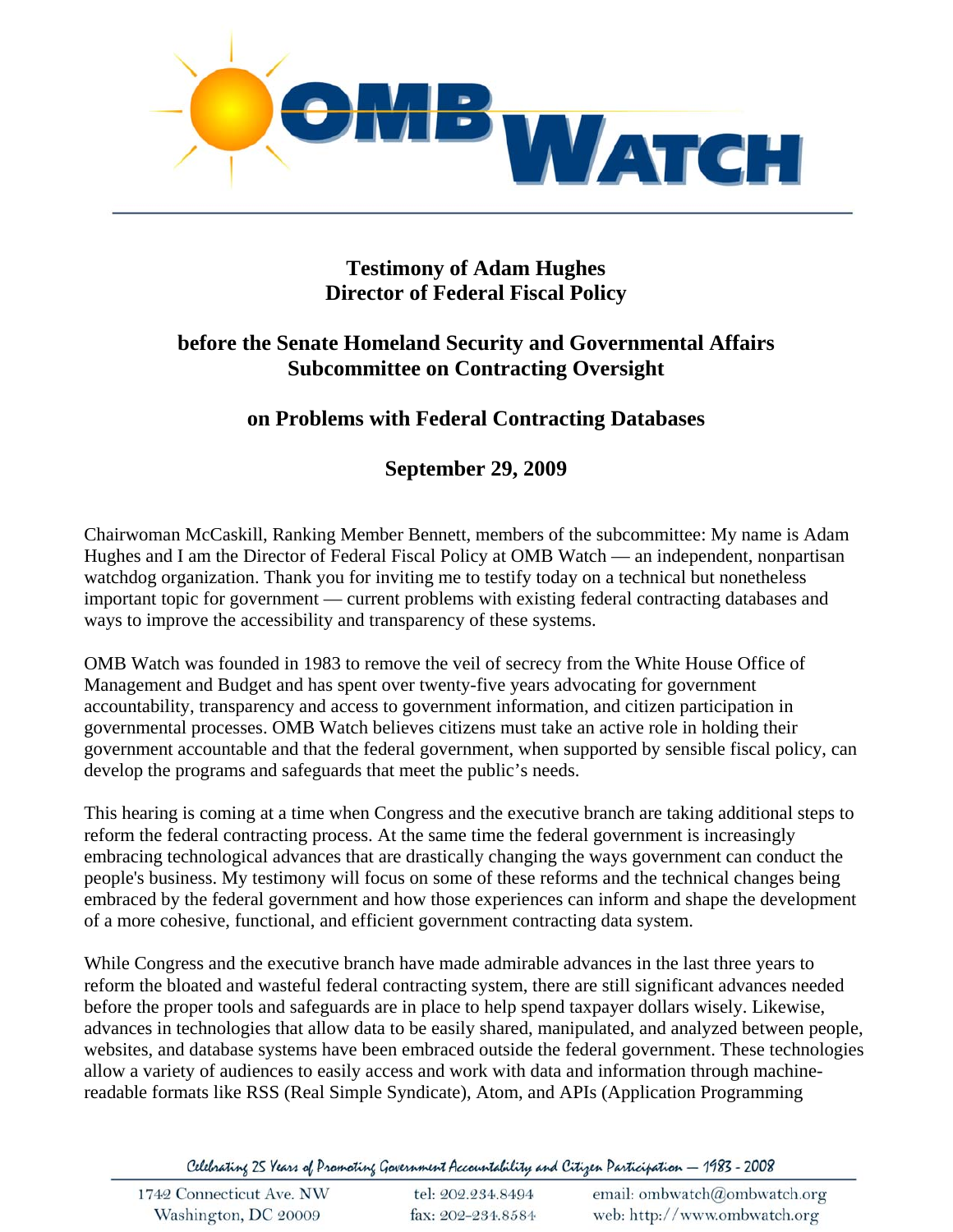# OMB Watch

**Testimony of Adam Hughes**
**Director of Federal Fiscal Policy**

**before the Senate Homeland Security and Governmental Affairs Subcommittee on Contracting Oversight**

**on Problems with Federal Contracting Databases**

**September 29, 2009**

Chairwoman McCaskill, Ranking Member Bennett, members of the subcommittee: My name is Adam Hughes and I am the Director of Federal Fiscal Policy at OMB Watch — an independent, nonpartisan watchdog organization. Thank you for inviting me to testify today on a technical but nonetheless important topic for government — current problems with existing federal contracting databases and ways to improve the accessibility and transparency of these systems.

OMB Watch was founded in 1983 to remove the veil of secrecy from the White House Office of Management and Budget and has spent over twenty-five years advocating for government accountability, transparency and access to government information, and citizen participation in governmental processes. OMB Watch believes citizens must take an active role in holding their government accountable and that the federal government, when supported by sensible fiscal policy, can develop the programs and safeguards that meet the public's needs.

This hearing is coming at a time when Congress and the executive branch are taking additional steps to reform the federal contracting process. At the same time the federal government is increasingly embracing technological advances that are drastically changing the ways government can conduct the people's business. My testimony will focus on some of these reforms and the technical changes being embraced by the federal government and how those experiences can inform and shape the development of a more cohesive, functional, and efficient government contracting data system.

While Congress and the executive branch have made admirable advances in the last three years to reform the bloated and wasteful federal contracting system, there are still significant advances needed before the proper tools and safeguards are in place to help spend taxpayer dollars wisely. Likewise, advances in technologies that allow data to be easily shared, manipulated, and analyzed between people, websites, and database systems have been embraced outside the federal government. These technologies allow a variety of audiences to easily access and work with data and information through machine-readable formats like RSS (Real Simple Syndicate), Atom, and APIs (Application Programming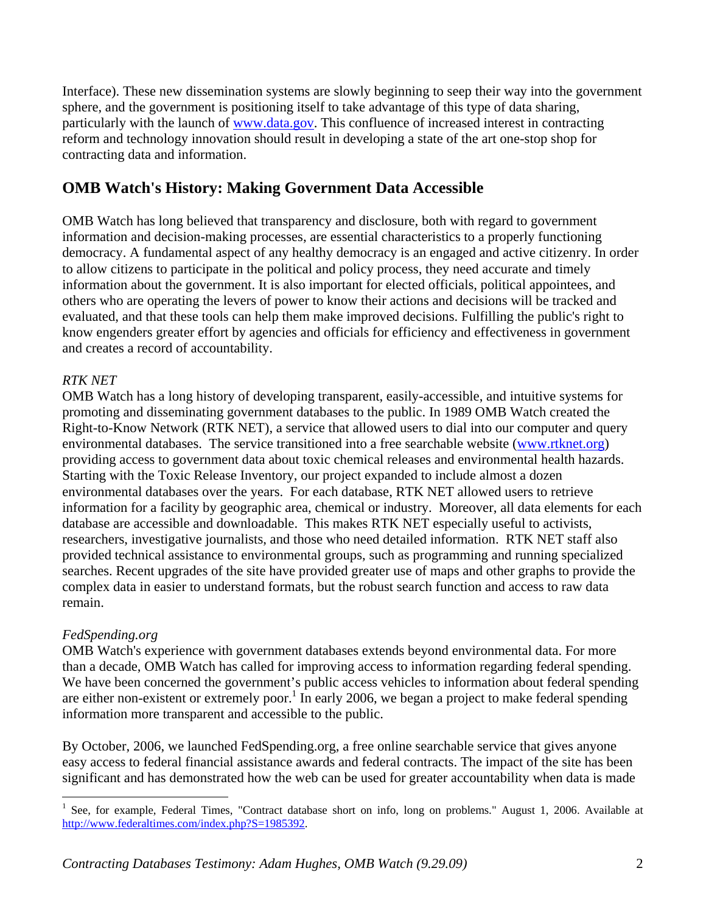Interface). These new dissemination systems are slowly beginning to seep their way into the government sphere, and the government is positioning itself to take advantage of this type of data sharing, particularly with the launch of [www.data.gov](http://www.data.gov). This confluence of increased interest in contracting reform and technology innovation should result in developing a state of the art one-stop shop for contracting data and information.

## OMB Watch's History: Making Government Data Accessible

OMB Watch has long believed that transparency and disclosure, both with regard to government information and decision-making processes, are essential characteristics to a properly functioning democracy. A fundamental aspect of any healthy democracy is an engaged and active citizenry. In order to allow citizens to participate in the political and policy process, they need accurate and timely information about the government. It is also important for elected officials, political appointees, and others who are operating the levers of power to know their actions and decisions will be tracked and evaluated, and that these tools can help them make improved decisions. Fulfilling the public's right to know engenders greater effort by agencies and officials for efficiency and effectiveness in government and creates a record of accountability.

*RTK NET*

OMB Watch has a long history of developing transparent, easily-accessible, and intuitive systems for promoting and disseminating government databases to the public. In 1989 OMB Watch created the Right-to-Know Network (RTK NET), a service that allowed users to dial into our computer and query environmental databases. The service transitioned into a free searchable website ([www.rtknet.org](http://www.rtknet.org)) providing access to government data about toxic chemical releases and environmental health hazards. Starting with the Toxic Release Inventory, our project expanded to include almost a dozen environmental databases over the years. For each database, RTK NET allowed users to retrieve information for a facility by geographic area, chemical or industry. Moreover, all data elements for each database are accessible and downloadable. This makes RTK NET especially useful to activists, researchers, investigative journalists, and those who need detailed information. RTK NET staff also provided technical assistance to environmental groups, such as programming and running specialized searches. Recent upgrades of the site have provided greater use of maps and other graphs to provide the complex data in easier to understand formats, but the robust search function and access to raw data remain.

*FedSpending.org*

OMB Watch's experience with government databases extends beyond environmental data. For more than a decade, OMB Watch has called for improving access to information regarding federal spending. We have been concerned the government's public access vehicles to information about federal spending are either non-existent or extremely poor.[1] In early 2006, we began a project to make federal spending information more transparent and accessible to the public.

By October, 2006, we launched FedSpending.org, a free online searchable service that gives anyone easy access to federal financial assistance awards and federal contracts. The impact of the site has been significant and has demonstrated how the web can be used for greater accountability when data is made

---

[1] See, for example, Federal Times, "Contract database short on info, long on problems." August 1, 2006. Available at [http://www.federaltimes.com/index.php?S=1985392](http://www.federaltimes.com/index.php?S=1985392).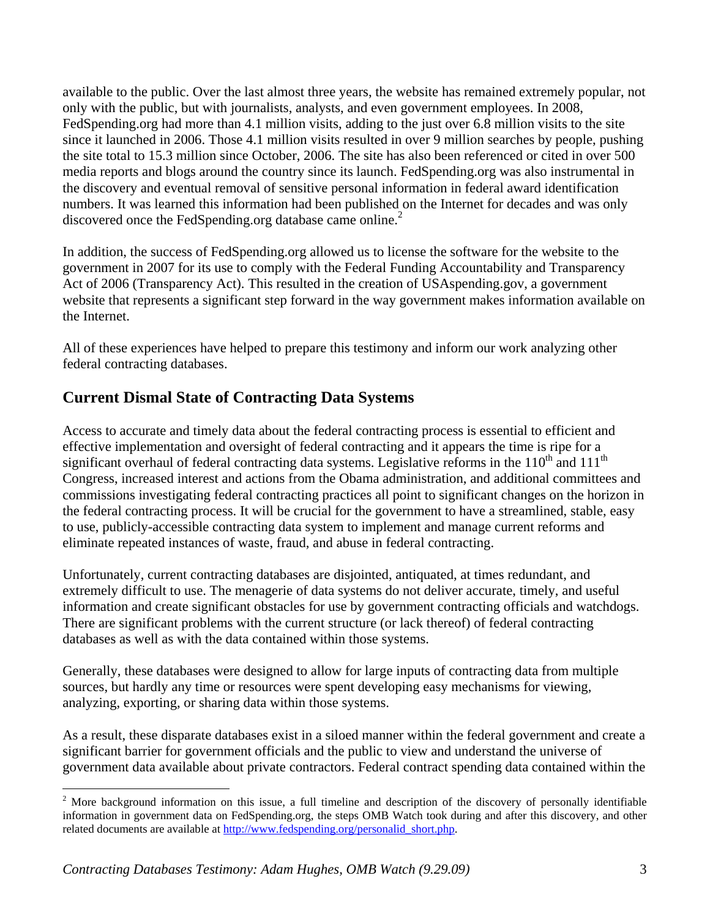available to the public. Over the last almost three years, the website has remained extremely popular, not only with the public, but with journalists, analysts, and even government employees. In 2008, FedSpending.org had more than 4.1 million visits, adding to the just over 6.8 million visits to the site since it launched in 2006. Those 4.1 million visits resulted in over 9 million searches by people, pushing the site total to 15.3 million since October, 2006. The site has also been referenced or cited in over 500 media reports and blogs around the country since its launch. FedSpending.org was also instrumental in the discovery and eventual removal of sensitive personal information in federal award identification numbers. It was learned this information had been published on the Internet for decades and was only discovered once the FedSpending.org database came online.[2]

In addition, the success of FedSpending.org allowed us to license the software for the website to the government in 2007 for its use to comply with the Federal Funding Accountability and Transparency Act of 2006 (Transparency Act). This resulted in the creation of USAspending.gov, a government website that represents a significant step forward in the way government makes information available on the Internet.

All of these experiences have helped to prepare this testimony and inform our work analyzing other federal contracting databases.

## Current Dismal State of Contracting Data Systems

Access to accurate and timely data about the federal contracting process is essential to efficient and effective implementation and oversight of federal contracting and it appears the time is ripe for a significant overhaul of federal contracting data systems. Legislative reforms in the 110th and 111th Congress, increased interest and actions from the Obama administration, and additional committees and commissions investigating federal contracting practices all point to significant changes on the horizon in the federal contracting process. It will be crucial for the government to have a streamlined, stable, easy to use, publicly-accessible contracting data system to implement and manage current reforms and eliminate repeated instances of waste, fraud, and abuse in federal contracting.

Unfortunately, current contracting databases are disjointed, antiquated, at times redundant, and extremely difficult to use. The menagerie of data systems do not deliver accurate, timely, and useful information and create significant obstacles for use by government contracting officials and watchdogs. There are significant problems with the current structure (or lack thereof) of federal contracting databases as well as with the data contained within those systems.

Generally, these databases were designed to allow for large inputs of contracting data from multiple sources, but hardly any time or resources were spent developing easy mechanisms for viewing, analyzing, exporting, or sharing data within those systems.

As a result, these disparate databases exist in a siloed manner within the federal government and create a significant barrier for government officials and the public to view and understand the universe of government data available about private contractors. Federal contract spending data contained within the

---

[2] More background information on this issue, a full timeline and description of the discovery of personally identifiable information in government data on FedSpending.org, the steps OMB Watch took during and after this discovery, and other related documents are available at http://www.fedspending.org/personalid_short.php.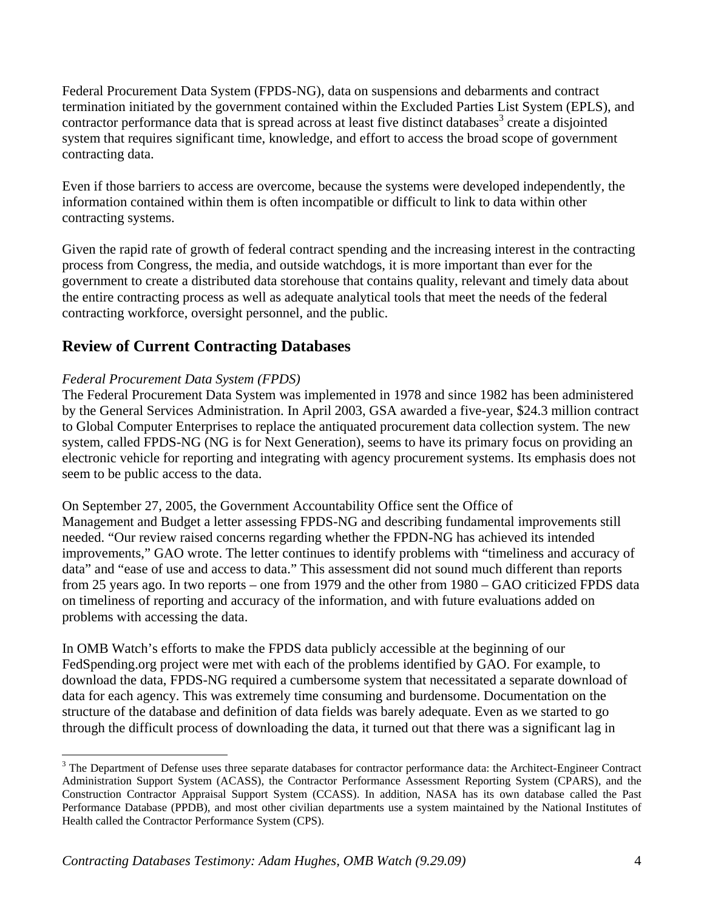Federal Procurement Data System (FPDS-NG), data on suspensions and debarments and contract termination initiated by the government contained within the Excluded Parties List System (EPLS), and contractor performance data that is spread across at least five distinct databases[3] create a disjointed system that requires significant time, knowledge, and effort to access the broad scope of government contracting data.

Even if those barriers to access are overcome, because the systems were developed independently, the information contained within them is often incompatible or difficult to link to data within other contracting systems.

Given the rapid rate of growth of federal contract spending and the increasing interest in the contracting process from Congress, the media, and outside watchdogs, it is more important than ever for the government to create a distributed data storehouse that contains quality, relevant and timely data about the entire contracting process as well as adequate analytical tools that meet the needs of the federal contracting workforce, oversight personnel, and the public.

## Review of Current Contracting Databases

*Federal Procurement Data System (FPDS)*

The Federal Procurement Data System was implemented in 1978 and since 1982 has been administered by the General Services Administration. In April 2003, GSA awarded a five-year, $24.3 million contract to Global Computer Enterprises to replace the antiquated procurement data collection system. The new system, called FPDS-NG (NG is for Next Generation), seems to have its primary focus on providing an electronic vehicle for reporting and integrating with agency procurement systems. Its emphasis does not seem to be public access to the data.

On September 27, 2005, the Government Accountability Office sent the Office of Management and Budget a letter assessing FPDS-NG and describing fundamental improvements still needed. "Our review raised concerns regarding whether the FPDN-NG has achieved its intended improvements," GAO wrote. The letter continues to identify problems with "timeliness and accuracy of data" and "ease of use and access to data." This assessment did not sound much different than reports from 25 years ago. In two reports – one from 1979 and the other from 1980 – GAO criticized FPDS data on timeliness of reporting and accuracy of the information, and with future evaluations added on problems with accessing the data.

In OMB Watch's efforts to make the FPDS data publicly accessible at the beginning of our FedSpending.org project were met with each of the problems identified by GAO. For example, to download the data, FPDS-NG required a cumbersome system that necessitated a separate download of data for each agency. This was extremely time consuming and burdensome. Documentation on the structure of the database and definition of data fields was barely adequate. Even as we started to go through the difficult process of downloading the data, it turned out that there was a significant lag in

[3] The Department of Defense uses three separate databases for contractor performance data: the Architect-Engineer Contract Administration Support System (ACASS), the Contractor Performance Assessment Reporting System (CPARS), and the Construction Contractor Appraisal Support System (CCASS). In addition, NASA has its own database called the Past Performance Database (PPDB), and most other civilian departments use a system maintained by the National Institutes of Health called the Contractor Performance System (CPS).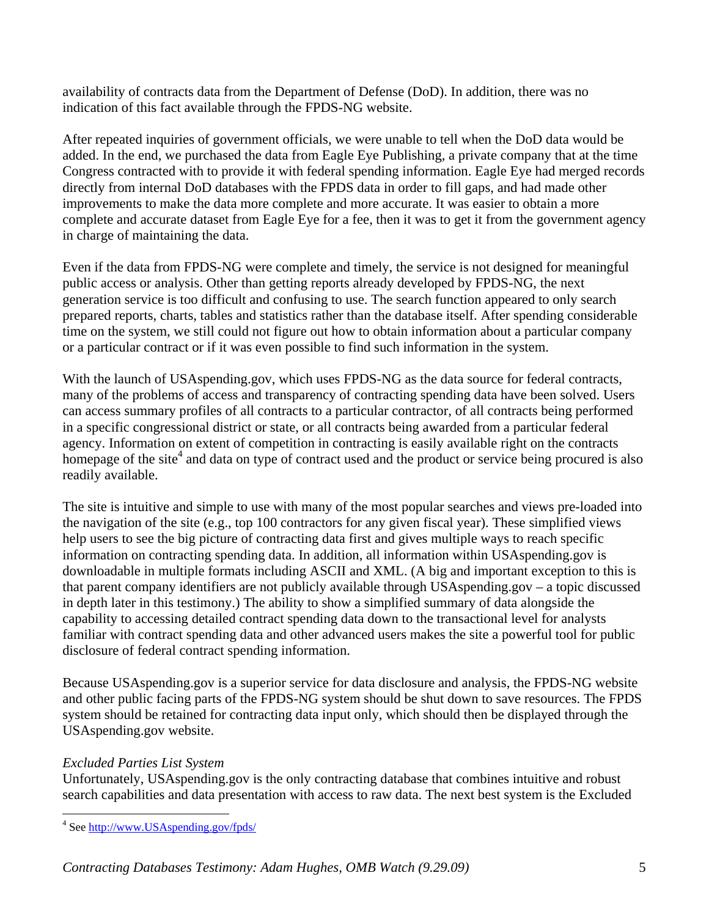availability of contracts data from the Department of Defense (DoD). In addition, there was no indication of this fact available through the FPDS-NG website.

After repeated inquiries of government officials, we were unable to tell when the DoD data would be added. In the end, we purchased the data from Eagle Eye Publishing, a private company that at the time Congress contracted with to provide it with federal spending information. Eagle Eye had merged records directly from internal DoD databases with the FPDS data in order to fill gaps, and had made other improvements to make the data more complete and more accurate. It was easier to obtain a more complete and accurate dataset from Eagle Eye for a fee, then it was to get it from the government agency in charge of maintaining the data.

Even if the data from FPDS-NG were complete and timely, the service is not designed for meaningful public access or analysis. Other than getting reports already developed by FPDS-NG, the next generation service is too difficult and confusing to use. The search function appeared to only search prepared reports, charts, tables and statistics rather than the database itself. After spending considerable time on the system, we still could not figure out how to obtain information about a particular company or a particular contract or if it was even possible to find such information in the system.

With the launch of USAspending.gov, which uses FPDS-NG as the data source for federal contracts, many of the problems of access and transparency of contracting spending data have been solved. Users can access summary profiles of all contracts to a particular contractor, of all contracts being performed in a specific congressional district or state, or all contracts being awarded from a particular federal agency. Information on extent of competition in contracting is easily available right on the contracts homepage of the site[4] and data on type of contract used and the product or service being procured is also readily available.

The site is intuitive and simple to use with many of the most popular searches and views pre-loaded into the navigation of the site (e.g., top 100 contractors for any given fiscal year). These simplified views help users to see the big picture of contracting data first and gives multiple ways to reach specific information on contracting spending data. In addition, all information within USAspending.gov is downloadable in multiple formats including ASCII and XML. (A big and important exception to this is that parent company identifiers are not publicly available through USAspending.gov – a topic discussed in depth later in this testimony.) The ability to show a simplified summary of data alongside the capability to accessing detailed contract spending data down to the transactional level for analysts familiar with contract spending data and other advanced users makes the site a powerful tool for public disclosure of federal contract spending information.

Because USAspending.gov is a superior service for data disclosure and analysis, the FPDS-NG website and other public facing parts of the FPDS-NG system should be shut down to save resources. The FPDS system should be retained for contracting data input only, which should then be displayed through the USAspending.gov website.

*Excluded Parties List System*

Unfortunately, USAspending.gov is the only contracting database that combines intuitive and robust search capabilities and data presentation with access to raw data. The next best system is the Excluded

[4] See http://www.USAspending.gov/fpds/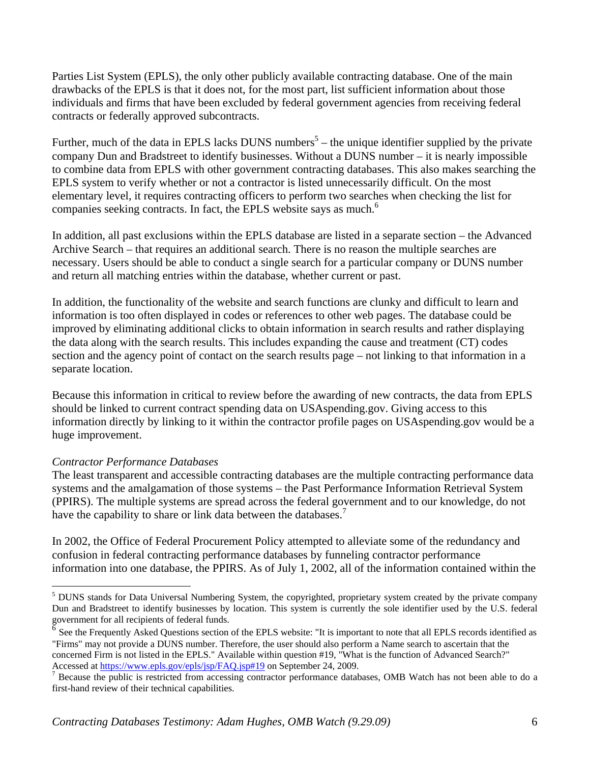Parties List System (EPLS), the only other publicly available contracting database. One of the main drawbacks of the EPLS is that it does not, for the most part, list sufficient information about those individuals and firms that have been excluded by federal government agencies from receiving federal contracts or federally approved subcontracts.

Further, much of the data in EPLS lacks DUNS numbers[5] – the unique identifier supplied by the private company Dun and Bradstreet to identify businesses. Without a DUNS number – it is nearly impossible to combine data from EPLS with other government contracting databases. This also makes searching the EPLS system to verify whether or not a contractor is listed unnecessarily difficult. On the most elementary level, it requires contracting officers to perform two searches when checking the list for companies seeking contracts. In fact, the EPLS website says as much.[6]

In addition, all past exclusions within the EPLS database are listed in a separate section – the Advanced Archive Search – that requires an additional search. There is no reason the multiple searches are necessary. Users should be able to conduct a single search for a particular company or DUNS number and return all matching entries within the database, whether current or past.

In addition, the functionality of the website and search functions are clunky and difficult to learn and information is too often displayed in codes or references to other web pages. The database could be improved by eliminating additional clicks to obtain information in search results and rather displaying the data along with the search results. This includes expanding the cause and treatment (CT) codes section and the agency point of contact on the search results page – not linking to that information in a separate location.

Because this information in critical to review before the awarding of new contracts, the data from EPLS should be linked to current contract spending data on USAspending.gov. Giving access to this information directly by linking to it within the contractor profile pages on USAspending.gov would be a huge improvement.

*Contractor Performance Databases*

The least transparent and accessible contracting databases are the multiple contracting performance data systems and the amalgamation of those systems – the Past Performance Information Retrieval System (PPIRS). The multiple systems are spread across the federal government and to our knowledge, do not have the capability to share or link data between the databases.[7]

In 2002, the Office of Federal Procurement Policy attempted to alleviate some of the redundancy and confusion in federal contracting performance databases by funneling contractor performance information into one database, the PPIRS. As of July 1, 2002, all of the information contained within the

---

[5] DUNS stands for Data Universal Numbering System, the copyrighted, proprietary system created by the private company Dun and Bradstreet to identify businesses by location. This system is currently the sole identifier used by the U.S. federal government for all recipients of federal funds.

[6] See the Frequently Asked Questions section of the EPLS website: "It is important to note that all EPLS records identified as "Firms" may not provide a DUNS number. Therefore, the user should also perform a Name search to ascertain that the concerned Firm is not listed in the EPLS." Available within question #19, "What is the function of Advanced Search?" Accessed at https://www.epls.gov/epls/jsp/FAQ.jsp#19 on September 24, 2009.

[7] Because the public is restricted from accessing contractor performance databases, OMB Watch has not been able to do a first-hand review of their technical capabilities.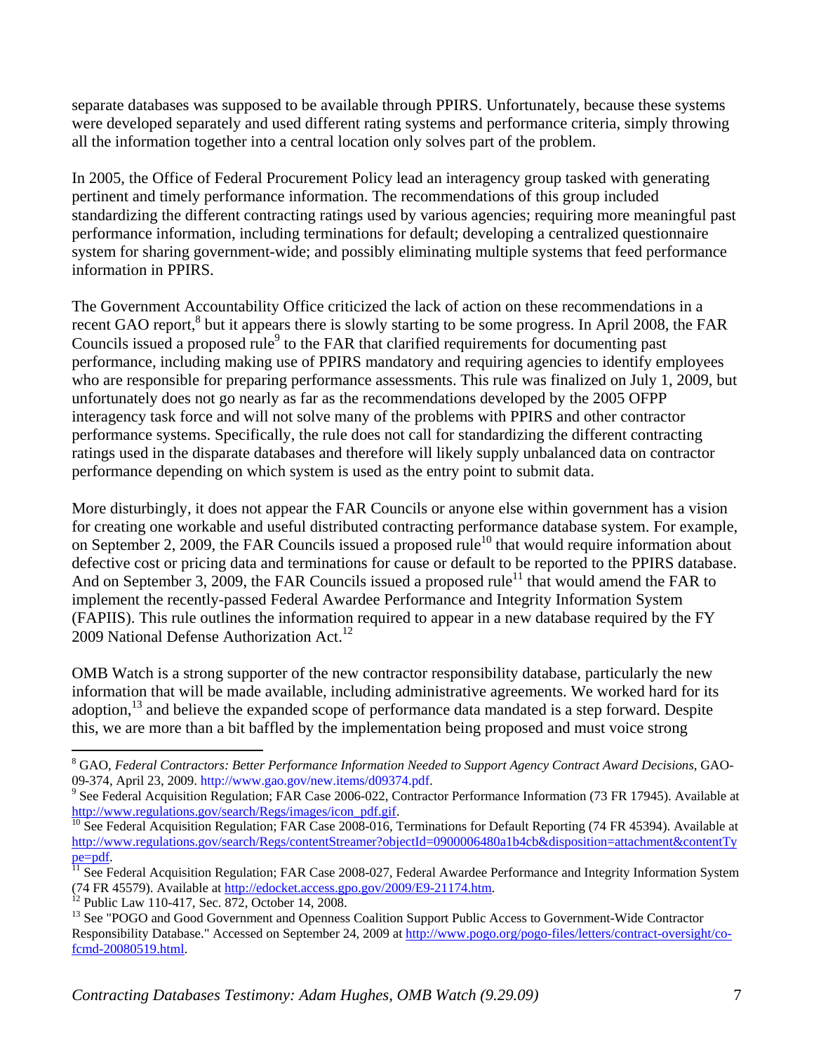separate databases was supposed to be available through PPIRS. Unfortunately, because these systems were developed separately and used different rating systems and performance criteria, simply throwing all the information together into a central location only solves part of the problem.

In 2005, the Office of Federal Procurement Policy lead an interagency group tasked with generating pertinent and timely performance information. The recommendations of this group included standardizing the different contracting ratings used by various agencies; requiring more meaningful past performance information, including terminations for default; developing a centralized questionnaire system for sharing government-wide; and possibly eliminating multiple systems that feed performance information in PPIRS.

The Government Accountability Office criticized the lack of action on these recommendations in a recent GAO report,[8] but it appears there is slowly starting to be some progress. In April 2008, the FAR Councils issued a proposed rule[9] to the FAR that clarified requirements for documenting past performance, including making use of PPIRS mandatory and requiring agencies to identify employees who are responsible for preparing performance assessments. This rule was finalized on July 1, 2009, but unfortunately does not go nearly as far as the recommendations developed by the 2005 OFPP interagency task force and will not solve many of the problems with PPIRS and other contractor performance systems. Specifically, the rule does not call for standardizing the different contracting ratings used in the disparate databases and therefore will likely supply unbalanced data on contractor performance depending on which system is used as the entry point to submit data.

More disturbingly, it does not appear the FAR Councils or anyone else within government has a vision for creating one workable and useful distributed contracting performance database system. For example, on September 2, 2009, the FAR Councils issued a proposed rule[10] that would require information about defective cost or pricing data and terminations for cause or default to be reported to the PPIRS database. And on September 3, 2009, the FAR Councils issued a proposed rule[11] that would amend the FAR to implement the recently-passed Federal Awardee Performance and Integrity Information System (FAPIIS). This rule outlines the information required to appear in a new database required by the FY 2009 National Defense Authorization Act.[12]

OMB Watch is a strong supporter of the new contractor responsibility database, particularly the new information that will be made available, including administrative agreements. We worked hard for its adoption,[13] and believe the expanded scope of performance data mandated is a step forward. Despite this, we are more than a bit baffled by the implementation being proposed and must voice strong

---

[8] GAO, *Federal Contractors: Better Performance Information Needed to Support Agency Contract Award Decisions*, GAO-09-374, April 23, 2009. http://www.gao.gov/new.items/d09374.pdf.

[9] See Federal Acquisition Regulation; FAR Case 2006-022, Contractor Performance Information (73 FR 17945). Available at http://www.regulations.gov/search/Regs/images/icon_pdf.gif.

[10] See Federal Acquisition Regulation; FAR Case 2008-016, Terminations for Default Reporting (74 FR 45394). Available at http://www.regulations.gov/search/Regs/contentStreamer?objectId=0900006480a1b4cb&disposition=attachment&contentType=pdf.

[11] See Federal Acquisition Regulation; FAR Case 2008-027, Federal Awardee Performance and Integrity Information System (74 FR 45579). Available at http://edocket.access.gpo.gov/2009/E9-21174.htm.

[12] Public Law 110-417, Sec. 872, October 14, 2008.

[13] See "POGO and Good Government and Openness Coalition Support Public Access to Government-Wide Contractor Responsibility Database." Accessed on September 24, 2009 at http://www.pogo.org/pogo-files/letters/contract-oversight/co-fcmd-20080519.html.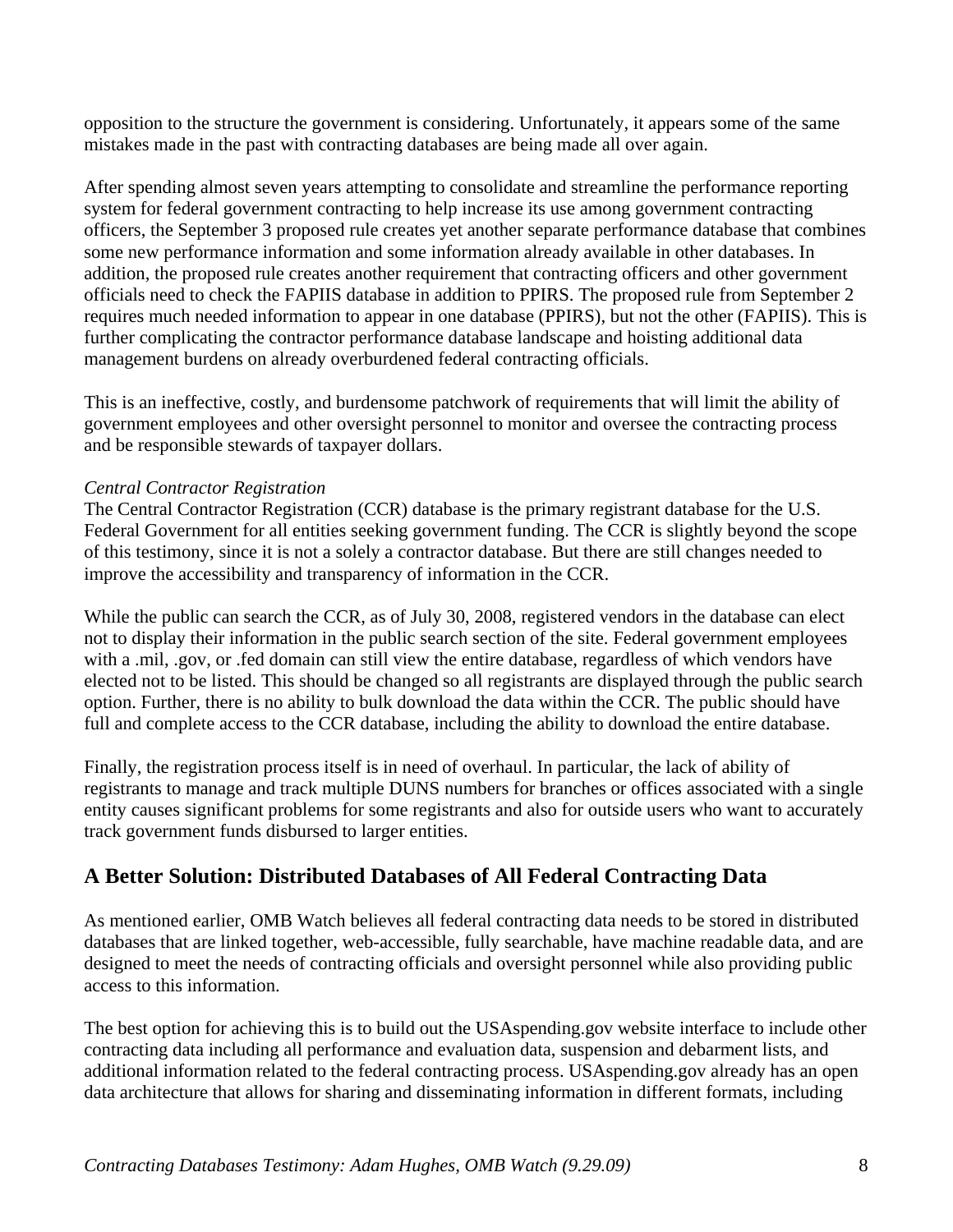opposition to the structure the government is considering. Unfortunately, it appears some of the same mistakes made in the past with contracting databases are being made all over again.

After spending almost seven years attempting to consolidate and streamline the performance reporting system for federal government contracting to help increase its use among government contracting officers, the September 3 proposed rule creates yet another separate performance database that combines some new performance information and some information already available in other databases. In addition, the proposed rule creates another requirement that contracting officers and other government officials need to check the FAPIIS database in addition to PPIRS. The proposed rule from September 2 requires much needed information to appear in one database (PPIRS), but not the other (FAPIIS). This is further complicating the contractor performance database landscape and hoisting additional data management burdens on already overburdened federal contracting officials.

This is an ineffective, costly, and burdensome patchwork of requirements that will limit the ability of government employees and other oversight personnel to monitor and oversee the contracting process and be responsible stewards of taxpayer dollars.

*Central Contractor Registration*

The Central Contractor Registration (CCR) database is the primary registrant database for the U.S. Federal Government for all entities seeking government funding. The CCR is slightly beyond the scope of this testimony, since it is not a solely a contractor database. But there are still changes needed to improve the accessibility and transparency of information in the CCR.

While the public can search the CCR, as of July 30, 2008, registered vendors in the database can elect not to display their information in the public search section of the site. Federal government employees with a .mil, .gov, or .fed domain can still view the entire database, regardless of which vendors have elected not to be listed. This should be changed so all registrants are displayed through the public search option. Further, there is no ability to bulk download the data within the CCR. The public should have full and complete access to the CCR database, including the ability to download the entire database.

Finally, the registration process itself is in need of overhaul. In particular, the lack of ability of registrants to manage and track multiple DUNS numbers for branches or offices associated with a single entity causes significant problems for some registrants and also for outside users who want to accurately track government funds disbursed to larger entities.

## A Better Solution: Distributed Databases of All Federal Contracting Data

As mentioned earlier, OMB Watch believes all federal contracting data needs to be stored in distributed databases that are linked together, web-accessible, fully searchable, have machine readable data, and are designed to meet the needs of contracting officials and oversight personnel while also providing public access to this information.

The best option for achieving this is to build out the USAspending.gov website interface to include other contracting data including all performance and evaluation data, suspension and debarment lists, and additional information related to the federal contracting process. USAspending.gov already has an open data architecture that allows for sharing and disseminating information in different formats, including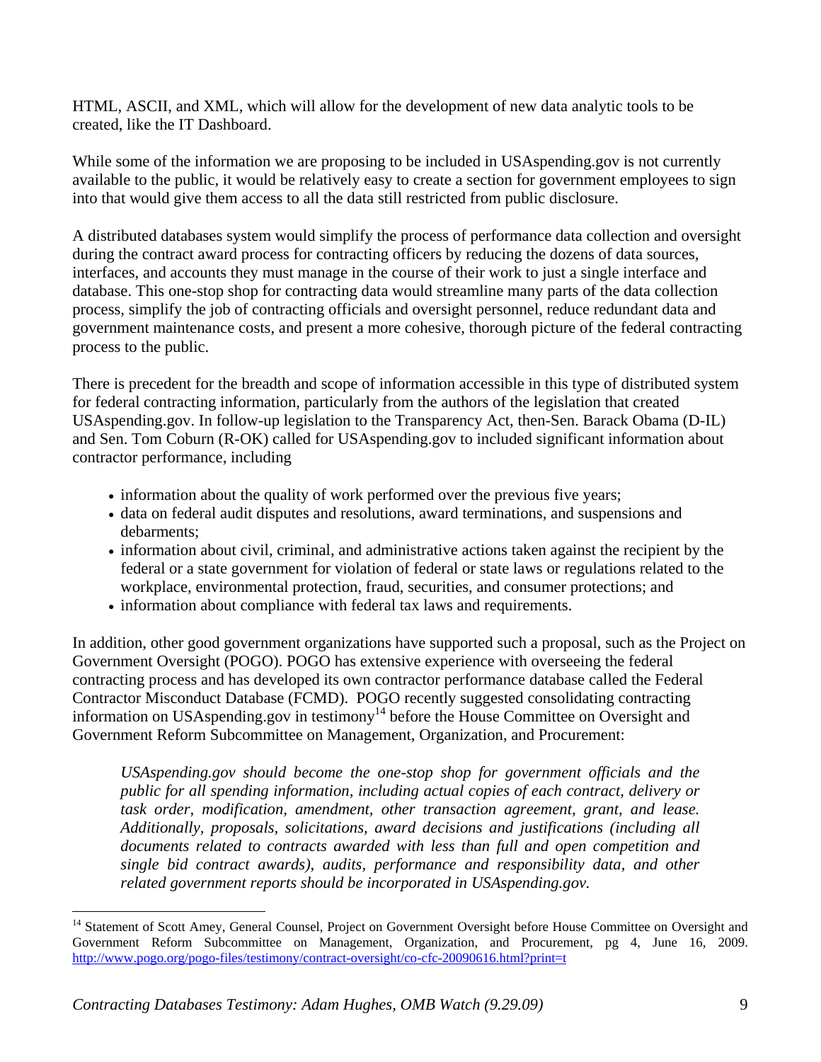HTML, ASCII, and XML, which will allow for the development of new data analytic tools to be created, like the IT Dashboard.

While some of the information we are proposing to be included in USAspending.gov is not currently available to the public, it would be relatively easy to create a section for government employees to sign into that would give them access to all the data still restricted from public disclosure.

A distributed databases system would simplify the process of performance data collection and oversight during the contract award process for contracting officers by reducing the dozens of data sources, interfaces, and accounts they must manage in the course of their work to just a single interface and database. This one-stop shop for contracting data would streamline many parts of the data collection process, simplify the job of contracting officials and oversight personnel, reduce redundant data and government maintenance costs, and present a more cohesive, thorough picture of the federal contracting process to the public.

There is precedent for the breadth and scope of information accessible in this type of distributed system for federal contracting information, particularly from the authors of the legislation that created USAspending.gov. In follow-up legislation to the Transparency Act, then-Sen. Barack Obama (D-IL) and Sen. Tom Coburn (R-OK) called for USAspending.gov to included significant information about contractor performance, including

- information about the quality of work performed over the previous five years;
- data on federal audit disputes and resolutions, award terminations, and suspensions and debarments;
- information about civil, criminal, and administrative actions taken against the recipient by the federal or a state government for violation of federal or state laws or regulations related to the workplace, environmental protection, fraud, securities, and consumer protections; and
- information about compliance with federal tax laws and requirements.

In addition, other good government organizations have supported such a proposal, such as the Project on Government Oversight (POGO). POGO has extensive experience with overseeing the federal contracting process and has developed its own contractor performance database called the Federal Contractor Misconduct Database (FCMD). POGO recently suggested consolidating contracting information on USAspending.gov in testimony[14] before the House Committee on Oversight and Government Reform Subcommittee on Management, Organization, and Procurement:

> *USAspending.gov should become the one-stop shop for government officials and the public for all spending information, including actual copies of each contract, delivery or task order, modification, amendment, other transaction agreement, grant, and lease. Additionally, proposals, solicitations, award decisions and justifications (including all documents related to contracts awarded with less than full and open competition and single bid contract awards), audits, performance and responsibility data, and other related government reports should be incorporated in USAspending.gov.*

---

[14] Statement of Scott Amey, General Counsel, Project on Government Oversight before House Committee on Oversight and Government Reform Subcommittee on Management, Organization, and Procurement, pg 4, June 16, 2009. http://www.pogo.org/pogo-files/testimony/contract-oversight/co-cfc-20090616.html?print=t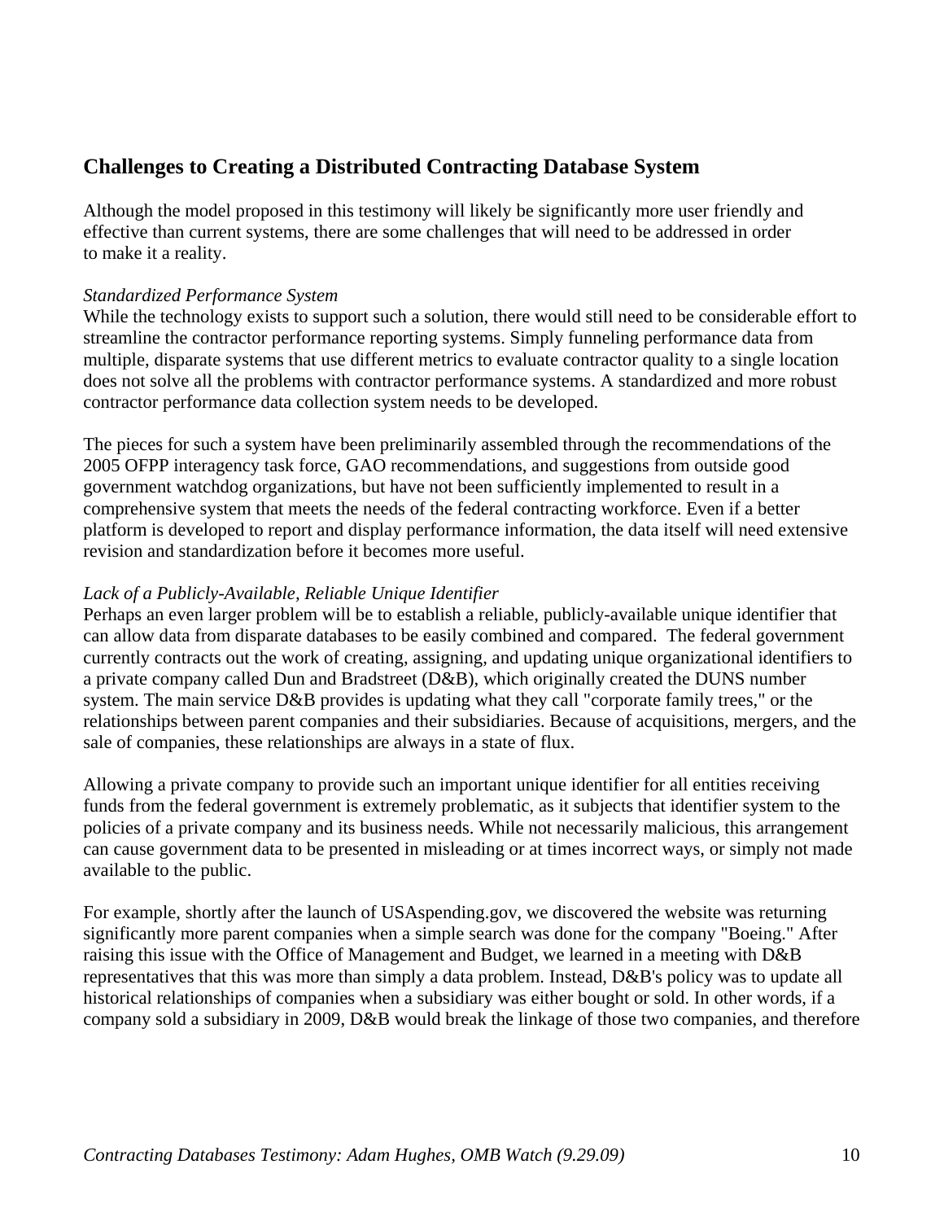## Challenges to Creating a Distributed Contracting Database System

Although the model proposed in this testimony will likely be significantly more user friendly and effective than current systems, there are some challenges that will need to be addressed in order to make it a reality.

*Standardized Performance System*

While the technology exists to support such a solution, there would still need to be considerable effort to streamline the contractor performance reporting systems. Simply funneling performance data from multiple, disparate systems that use different metrics to evaluate contractor quality to a single location does not solve all the problems with contractor performance systems. A standardized and more robust contractor performance data collection system needs to be developed.

The pieces for such a system have been preliminarily assembled through the recommendations of the 2005 OFPP interagency task force, GAO recommendations, and suggestions from outside good government watchdog organizations, but have not been sufficiently implemented to result in a comprehensive system that meets the needs of the federal contracting workforce. Even if a better platform is developed to report and display performance information, the data itself will need extensive revision and standardization before it becomes more useful.

*Lack of a Publicly-Available, Reliable Unique Identifier*

Perhaps an even larger problem will be to establish a reliable, publicly-available unique identifier that can allow data from disparate databases to be easily combined and compared. The federal government currently contracts out the work of creating, assigning, and updating unique organizational identifiers to a private company called Dun and Bradstreet (D&B), which originally created the DUNS number system. The main service D&B provides is updating what they call "corporate family trees," or the relationships between parent companies and their subsidiaries. Because of acquisitions, mergers, and the sale of companies, these relationships are always in a state of flux.

Allowing a private company to provide such an important unique identifier for all entities receiving funds from the federal government is extremely problematic, as it subjects that identifier system to the policies of a private company and its business needs. While not necessarily malicious, this arrangement can cause government data to be presented in misleading or at times incorrect ways, or simply not made available to the public.

For example, shortly after the launch of USAspending.gov, we discovered the website was returning significantly more parent companies when a simple search was done for the company "Boeing." After raising this issue with the Office of Management and Budget, we learned in a meeting with D&B representatives that this was more than simply a data problem. Instead, D&B's policy was to update all historical relationships of companies when a subsidiary was either bought or sold. In other words, if a company sold a subsidiary in 2009, D&B would break the linkage of those two companies, and therefore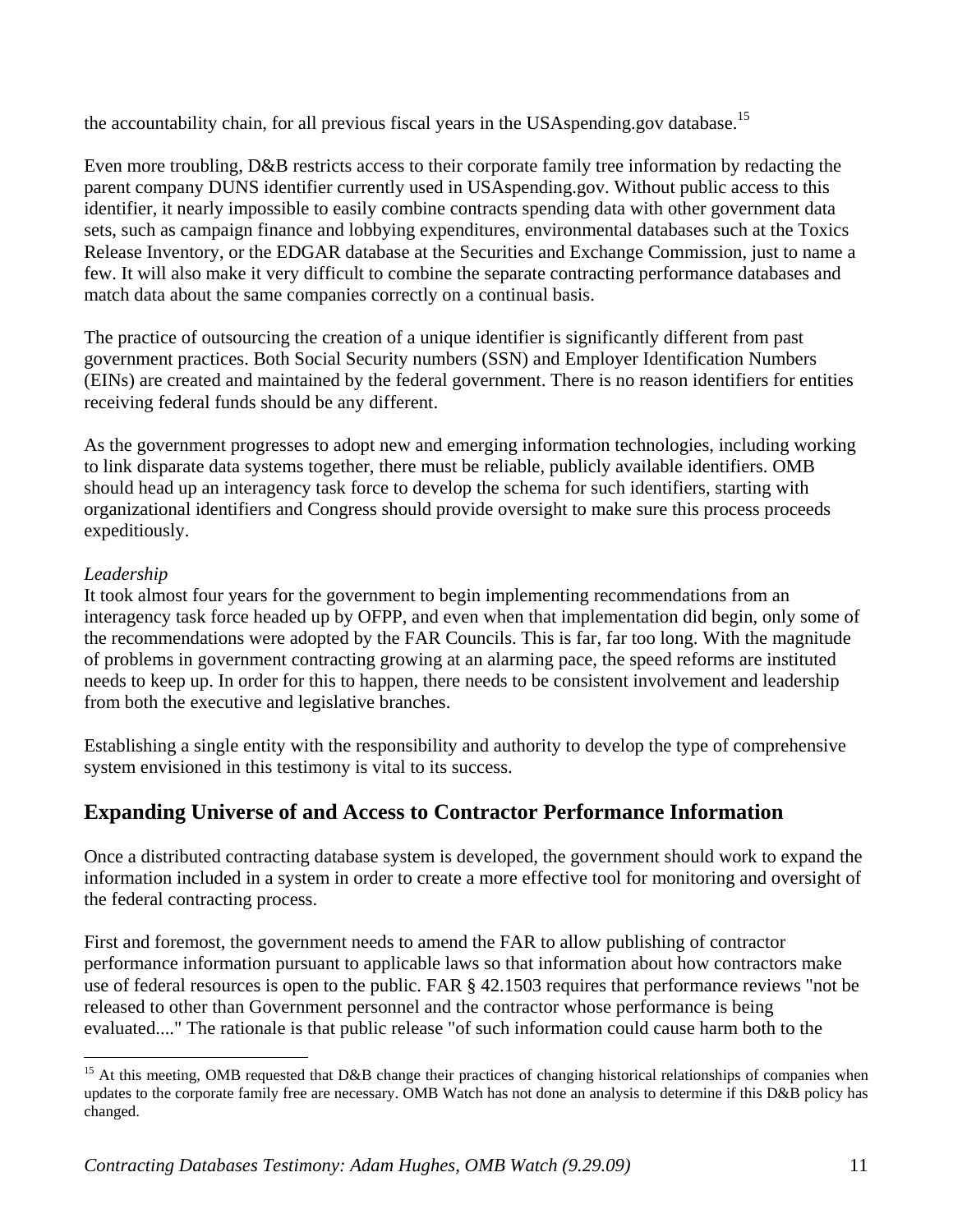the accountability chain, for all previous fiscal years in the USAspending.gov database.[15]

Even more troubling, D&B restricts access to their corporate family tree information by redacting the parent company DUNS identifier currently used in USAspending.gov. Without public access to this identifier, it nearly impossible to easily combine contracts spending data with other government data sets, such as campaign finance and lobbying expenditures, environmental databases such at the Toxics Release Inventory, or the EDGAR database at the Securities and Exchange Commission, just to name a few. It will also make it very difficult to combine the separate contracting performance databases and match data about the same companies correctly on a continual basis.

The practice of outsourcing the creation of a unique identifier is significantly different from past government practices. Both Social Security numbers (SSN) and Employer Identification Numbers (EINs) are created and maintained by the federal government. There is no reason identifiers for entities receiving federal funds should be any different.

As the government progresses to adopt new and emerging information technologies, including working to link disparate data systems together, there must be reliable, publicly available identifiers. OMB should head up an interagency task force to develop the schema for such identifiers, starting with organizational identifiers and Congress should provide oversight to make sure this process proceeds expeditiously.

*Leadership*

It took almost four years for the government to begin implementing recommendations from an interagency task force headed up by OFPP, and even when that implementation did begin, only some of the recommendations were adopted by the FAR Councils. This is far, far too long. With the magnitude of problems in government contracting growing at an alarming pace, the speed reforms are instituted needs to keep up. In order for this to happen, there needs to be consistent involvement and leadership from both the executive and legislative branches.

Establishing a single entity with the responsibility and authority to develop the type of comprehensive system envisioned in this testimony is vital to its success.

## Expanding Universe of and Access to Contractor Performance Information

Once a distributed contracting database system is developed, the government should work to expand the information included in a system in order to create a more effective tool for monitoring and oversight of the federal contracting process.

First and foremost, the government needs to amend the FAR to allow publishing of contractor performance information pursuant to applicable laws so that information about how contractors make use of federal resources is open to the public. FAR § 42.1503 requires that performance reviews "not be released to other than Government personnel and the contractor whose performance is being evaluated...." The rationale is that public release "of such information could cause harm both to the

[15] At this meeting, OMB requested that D&B change their practices of changing historical relationships of companies when updates to the corporate family free are necessary. OMB Watch has not done an analysis to determine if this D&B policy has changed.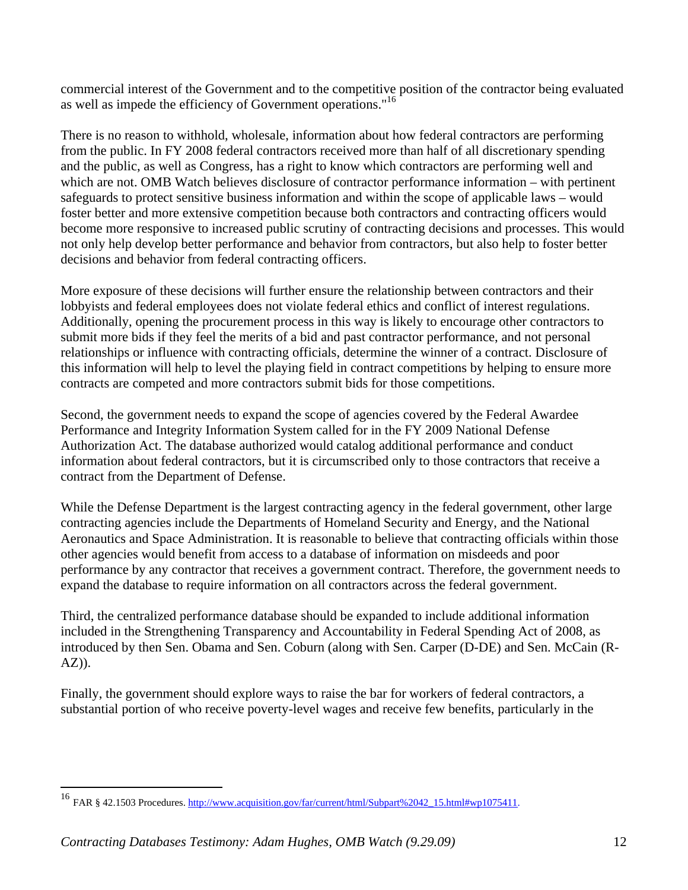commercial interest of the Government and to the competitive position of the contractor being evaluated as well as impede the efficiency of Government operations."[16]

There is no reason to withhold, wholesale, information about how federal contractors are performing from the public. In FY 2008 federal contractors received more than half of all discretionary spending and the public, as well as Congress, has a right to know which contractors are performing well and which are not. OMB Watch believes disclosure of contractor performance information – with pertinent safeguards to protect sensitive business information and within the scope of applicable laws – would foster better and more extensive competition because both contractors and contracting officers would become more responsive to increased public scrutiny of contracting decisions and processes. This would not only help develop better performance and behavior from contractors, but also help to foster better decisions and behavior from federal contracting officers.

More exposure of these decisions will further ensure the relationship between contractors and their lobbyists and federal employees does not violate federal ethics and conflict of interest regulations. Additionally, opening the procurement process in this way is likely to encourage other contractors to submit more bids if they feel the merits of a bid and past contractor performance, and not personal relationships or influence with contracting officials, determine the winner of a contract. Disclosure of this information will help to level the playing field in contract competitions by helping to ensure more contracts are competed and more contractors submit bids for those competitions.

Second, the government needs to expand the scope of agencies covered by the Federal Awardee Performance and Integrity Information System called for in the FY 2009 National Defense Authorization Act. The database authorized would catalog additional performance and conduct information about federal contractors, but it is circumscribed only to those contractors that receive a contract from the Department of Defense.

While the Defense Department is the largest contracting agency in the federal government, other large contracting agencies include the Departments of Homeland Security and Energy, and the National Aeronautics and Space Administration. It is reasonable to believe that contracting officials within those other agencies would benefit from access to a database of information on misdeeds and poor performance by any contractor that receives a government contract. Therefore, the government needs to expand the database to require information on all contractors across the federal government.

Third, the centralized performance database should be expanded to include additional information included in the Strengthening Transparency and Accountability in Federal Spending Act of 2008, as introduced by then Sen. Obama and Sen. Coburn (along with Sen. Carper (D-DE) and Sen. McCain (R-AZ)).

Finally, the government should explore ways to raise the bar for workers of federal contractors, a substantial portion of who receive poverty-level wages and receive few benefits, particularly in the

---

[16] FAR § 42.1503 Procedures. http://www.acquisition.gov/far/current/html/Subpart%2042_15.html#wp1075411.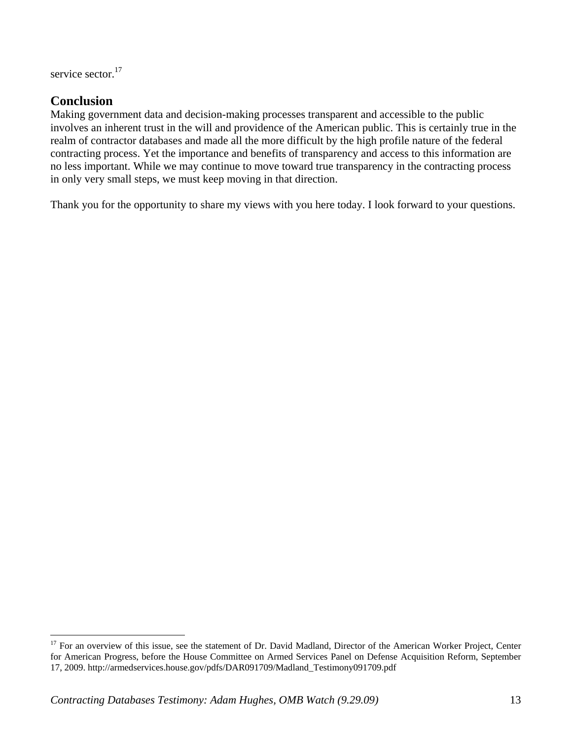service sector.[17]

## Conclusion

Making government data and decision-making processes transparent and accessible to the public involves an inherent trust in the will and providence of the American public. This is certainly true in the realm of contractor databases and made all the more difficult by the high profile nature of the federal contracting process. Yet the importance and benefits of transparency and access to this information are no less important. While we may continue to move toward true transparency in the contracting process in only very small steps, we must keep moving in that direction.

Thank you for the opportunity to share my views with you here today. I look forward to your questions.

---

[17] For an overview of this issue, see the statement of Dr. David Madland, Director of the American Worker Project, Center for American Progress, before the House Committee on Armed Services Panel on Defense Acquisition Reform, September 17, 2009. http://armedservices.house.gov/pdfs/DAR091709/Madland_Testimony091709.pdf